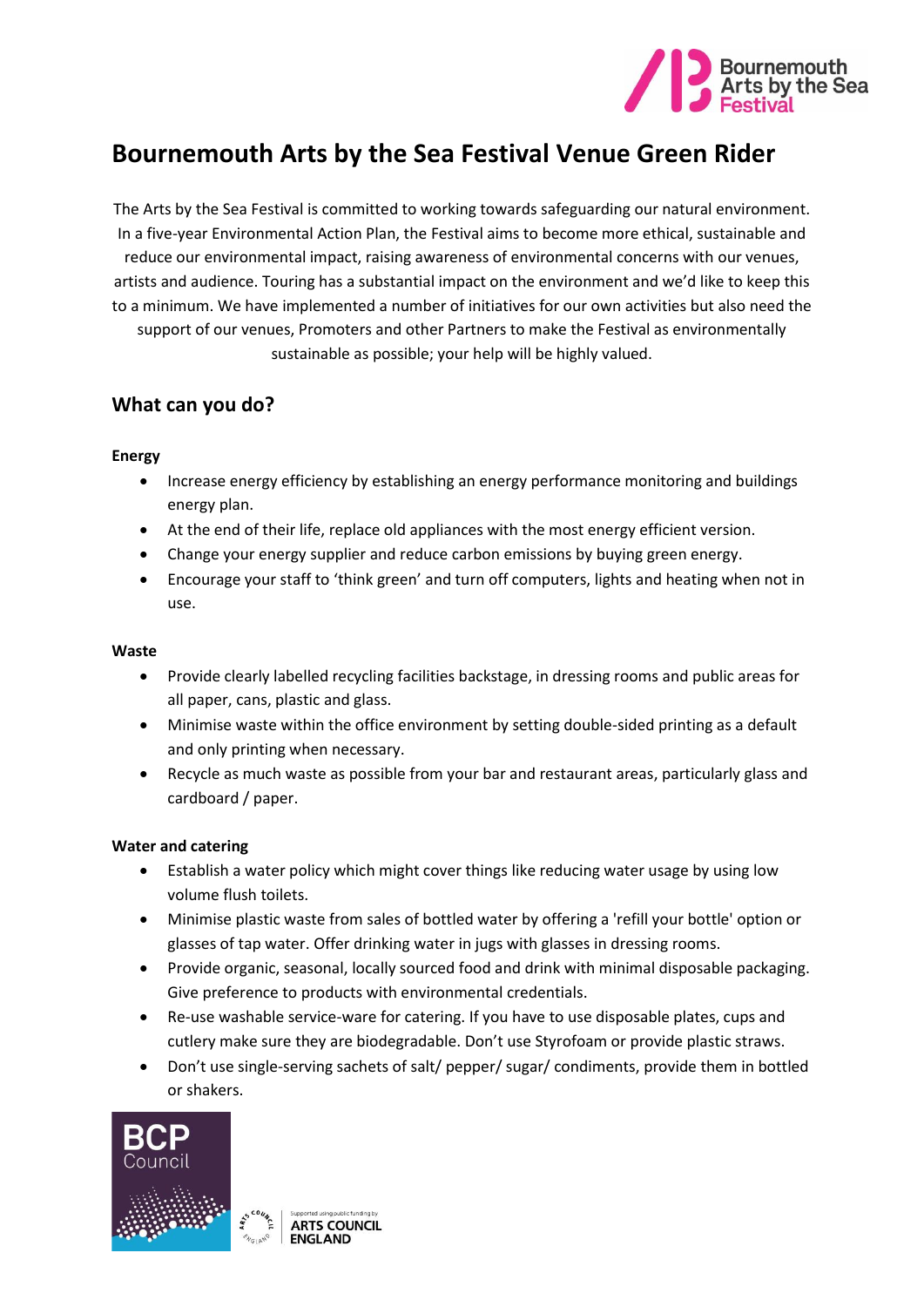# Bournemouth Arts by the Sea Festival Venue Green Rider

The Arts by the Sea Festival is committed to working towards safeguarding our natural environment. In a five-year Environmental Action Plan, the Festival aims to become more ethical, sustainable and reduce our environmental impact, raising awareness of environmental concerns with our venues, artists and audience. Touring has a substantial impact on the environment and we'd like to keep this to a minimum. We have implemented a number of initiatives for our own activities but also need the support of our venues, Promoters and other Partners to make the Festival as environmentally sustainable as possible; your help will be highly valued.

## What can you do?

### Energy

- Increase energy efficiency by establishing an energy performance monitoring and buildings energy plan.
- At the end of their life, replace old appliances with the most energy efficient version.
- Change your energy supplier and reduce carbon emissions by buying green energy.
- Encourage your staff to 'think green' and turn off computers, lights and heating when not in use.

### Waste

- Provide clearly labelled recycling facilities backstage, in dressing rooms and public areas for all paper, cans, plastic and glass.
- Minimise waste within the office environment by setting double-sided printing as a default and only printing when necessary.
- Recycle as much waste as possible from your bar and restaurant areas, particularly glass and cardboard / paper.

### Water and catering

- Establish a water policy which might cover things like reducing water usage by using low volume flush toilets.
- Minimise plastic waste from sales of bottled water by offering a 'refill your bottle' option or glasses of tap water. Offer drinking water in jugs with glasses in dressing rooms.
- Provide organic, seasonal, locally sourced food and drink with minimal disposable packaging. Give preference to products with environmental credentials.
- Re-use washable service-ware for catering. If you have to use disposable plates, cups and cutlery make sure they are biodegradable. Don't use Styrofoam or provide plastic straws.
- Don't use single-serving sachets of salt/ pepper/ sugar/ condiments, provide them in bottled or shakers.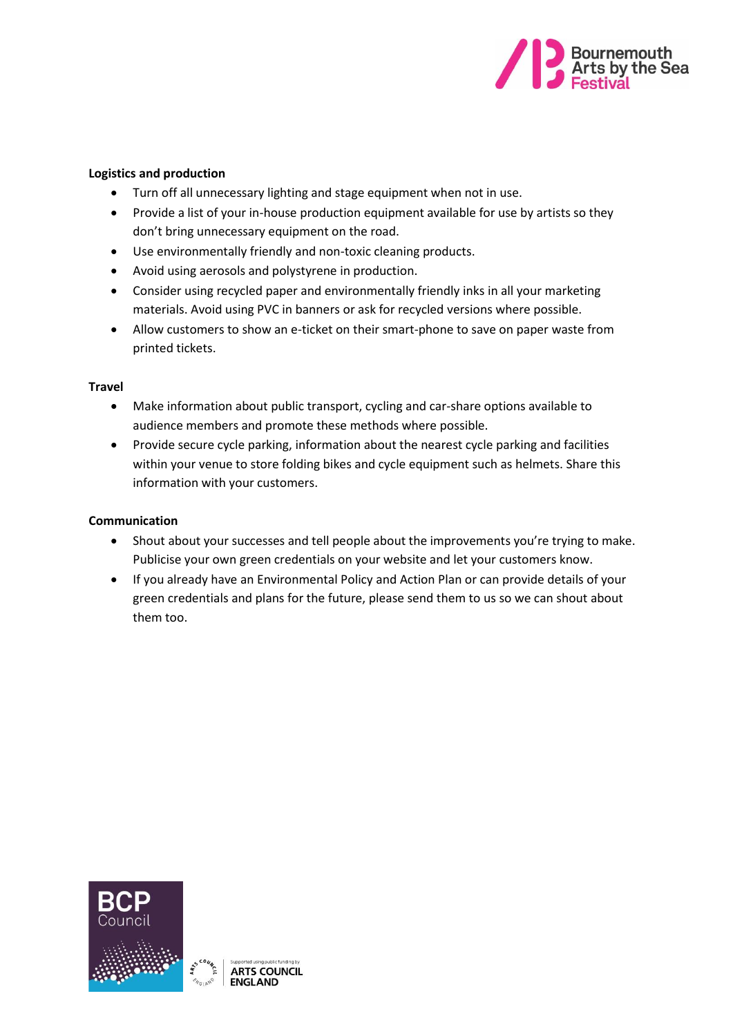**Logistics and production**

- Turn off all unnecessary lighting and stage equipment when not in use.
- Provide a list of your in-house production equipment available for use by artists so they don't bring unnecessary equipment on the road.
- Use environmentally friendly and non-toxic cleaning products.
- Avoid using aerosols and polystyrene in production.
- Consider using recycled paper and environmentally friendly inks in all your marketing materials. Avoid using PVC in banners or ask for recycled versions where possible.
- Allow customers to show an e-ticket on their smart-phone to save on paper waste from printed tickets.

**Travel**

- Make information about public transport, cycling and car-share options available to audience members and promote these methods where possible.
- Provide secure cycle parking, information about the nearest cycle parking and facilities within your venue to store folding bikes and cycle equipment such as helmets. Share this information with your customers.

**Communication**

- Shout about your successes and tell people about the improvements you're trying to make. Publicise your own green credentials on your website and let your customers know.
- If you already have an Environmental Policy and Action Plan or can provide details of your green credentials and plans for the future, please send them to us so we can shout about them too.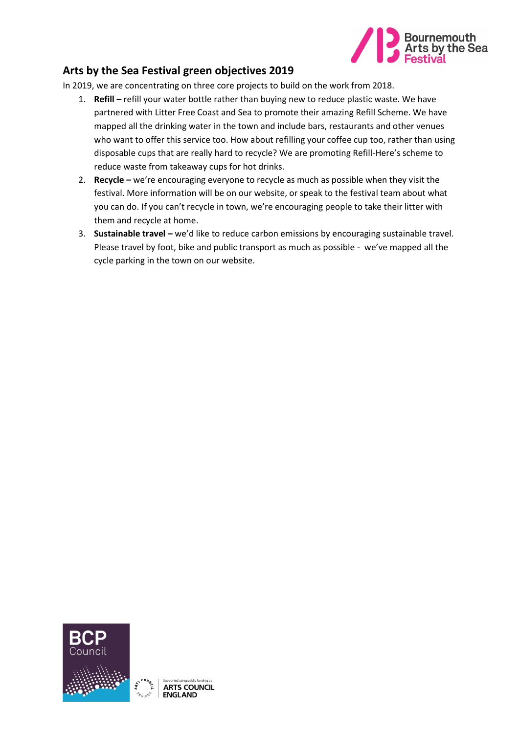## Arts by the Sea Festival green objectives 2019

In 2019, we are concentrating on three core projects to build on the work from 2018.

1. **Refill –** refill your water bottle rather than buying new to reduce plastic waste. We have partnered with Litter Free Coast and Sea to promote their amazing Refill Scheme. We have mapped all the drinking water in the town and include bars, restaurants and other venues who want to offer this service too. How about refilling your coffee cup too, rather than using disposable cups that are really hard to recycle? We are promoting Refill-Here's scheme to reduce waste from takeaway cups for hot drinks.
2. **Recycle –** we're encouraging everyone to recycle as much as possible when they visit the festival. More information will be on our website, or speak to the festival team about what you can do. If you can't recycle in town, we're encouraging people to take their litter with them and recycle at home.
3. **Sustainable travel –** we'd like to reduce carbon emissions by encouraging sustainable travel. Please travel by foot, bike and public transport as much as possible - we've mapped all the cycle parking in the town on our website.